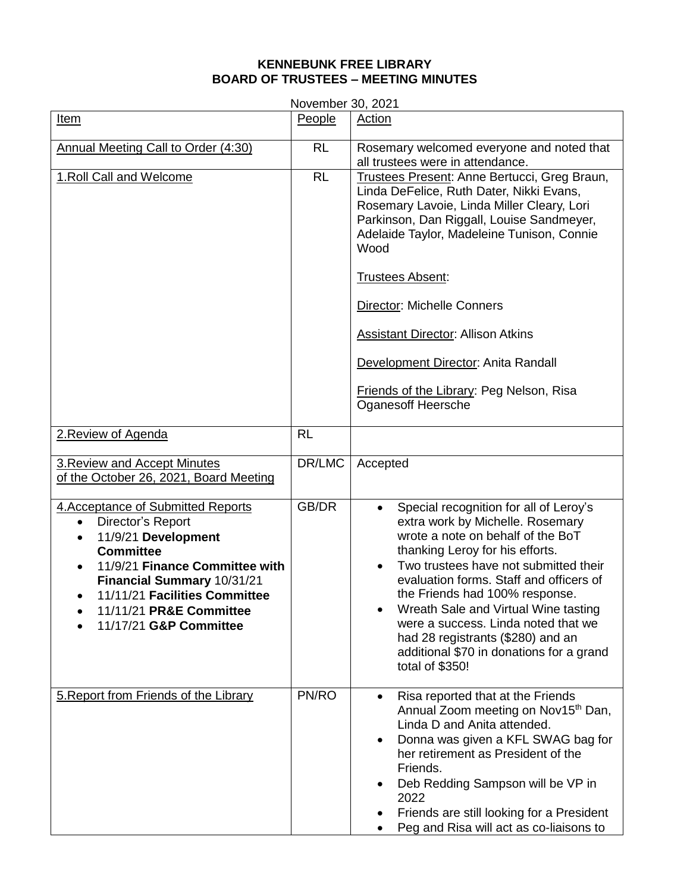# KENNEBUNK FREE LIBRARY
## BOARD OF TRUSTEES – MEETING MINUTES

November 30, 2021

| Item | People | Action |
|---|---|---|
| Annual Meeting Call to Order (4:30) | RL | Rosemary welcomed everyone and noted that all trustees were in attendance. |
| 1.Roll Call and Welcome | RL | Trustees Present: Anne Bertucci, Greg Braun, Linda DeFelice, Ruth Dater, Nikki Evans, Rosemary Lavoie, Linda Miller Cleary, Lori Parkinson, Dan Riggall, Louise Sandmeyer, Adelaide Taylor, Madeleine Tunison, Connie Wood<br><br>Trustees Absent:<br><br>Director: Michelle Conners<br><br>Assistant Director: Allison Atkins<br><br>Development Director: Anita Randall<br><br>Friends of the Library: Peg Nelson, Risa Oganesoff Heersche |
| 2.Review of Agenda | RL | |
| 3.Review and Accept Minutes of the October 26, 2021, Board Meeting | DR/LMC | Accepted |
| 4.Acceptance of Submitted Reports<br>• Director's Report<br>• 11/9/21 **Development Committee**<br>• 11/9/21 **Finance Committee with Financial Summary** 10/31/21<br>• 11/11/21 **Facilities Committee**<br>• 11/11/21 **PR&E Committee**<br>• 11/17/21 **G&P Committee** | GB/DR | • Special recognition for all of Leroy's extra work by Michelle. Rosemary wrote a note on behalf of the BoT thanking Leroy for his efforts.<br>• Two trustees have not submitted their evaluation forms. Staff and officers of the Friends had 100% response.<br>• Wreath Sale and Virtual Wine tasting were a success. Linda noted that we had 28 registrants ($280) and an additional $70 in donations for a grand total of $350! |
| 5.Report from Friends of the Library | PN/RO | • Risa reported that at the Friends Annual Zoom meeting on Nov15th Dan, Linda D and Anita attended.<br>• Donna was given a KFL SWAG bag for her retirement as President of the Friends.<br>• Deb Redding Sampson will be VP in 2022<br>• Friends are still looking for a President<br>• Peg and Risa will act as co-liaisons to |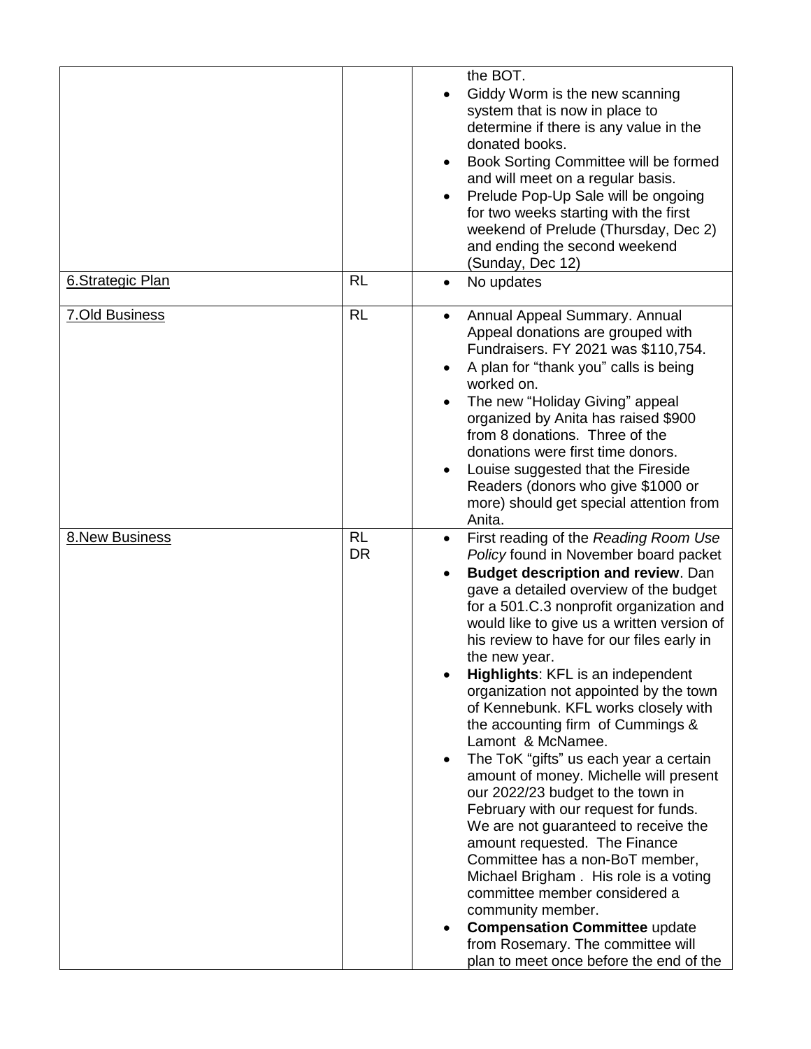| | | |
|---|---|---|
| | | the BOT.<br>• Giddy Worm is the new scanning system that is now in place to determine if there is any value in the donated books.<br>• Book Sorting Committee will be formed and will meet on a regular basis.<br>• Prelude Pop-Up Sale will be ongoing for two weeks starting with the first weekend of Prelude (Thursday, Dec 2) and ending the second weekend (Sunday, Dec 12) |
| 6.Strategic Plan | RL | • No updates |
| 7.Old Business | RL | • Annual Appeal Summary. Annual Appeal donations are grouped with Fundraisers. FY 2021 was $110,754.<br>• A plan for "thank you" calls is being worked on.<br>• The new "Holiday Giving" appeal organized by Anita has raised $900 from 8 donations. Three of the donations were first time donors.<br>• Louise suggested that the Fireside Readers (donors who give $1000 or more) should get special attention from Anita. |
| 8.New Business | RL<br>DR | • First reading of the *Reading Room Use Policy* found in November board packet<br>• **Budget description and review**. Dan gave a detailed overview of the budget for a 501.C.3 nonprofit organization and would like to give us a written version of his review to have for our files early in the new year.<br>• **Highlights**: KFL is an independent organization not appointed by the town of Kennebunk. KFL works closely with the accounting firm of Cummings & Lamont & McNamee.<br>• The ToK "gifts" us each year a certain amount of money. Michelle will present our 2022/23 budget to the town in February with our request for funds. We are not guaranteed to receive the amount requested. The Finance Committee has a non-BoT member, Michael Brigham . His role is a voting committee member considered a community member.<br>• **Compensation Committee** update from Rosemary. The committee will plan to meet once before the end of the |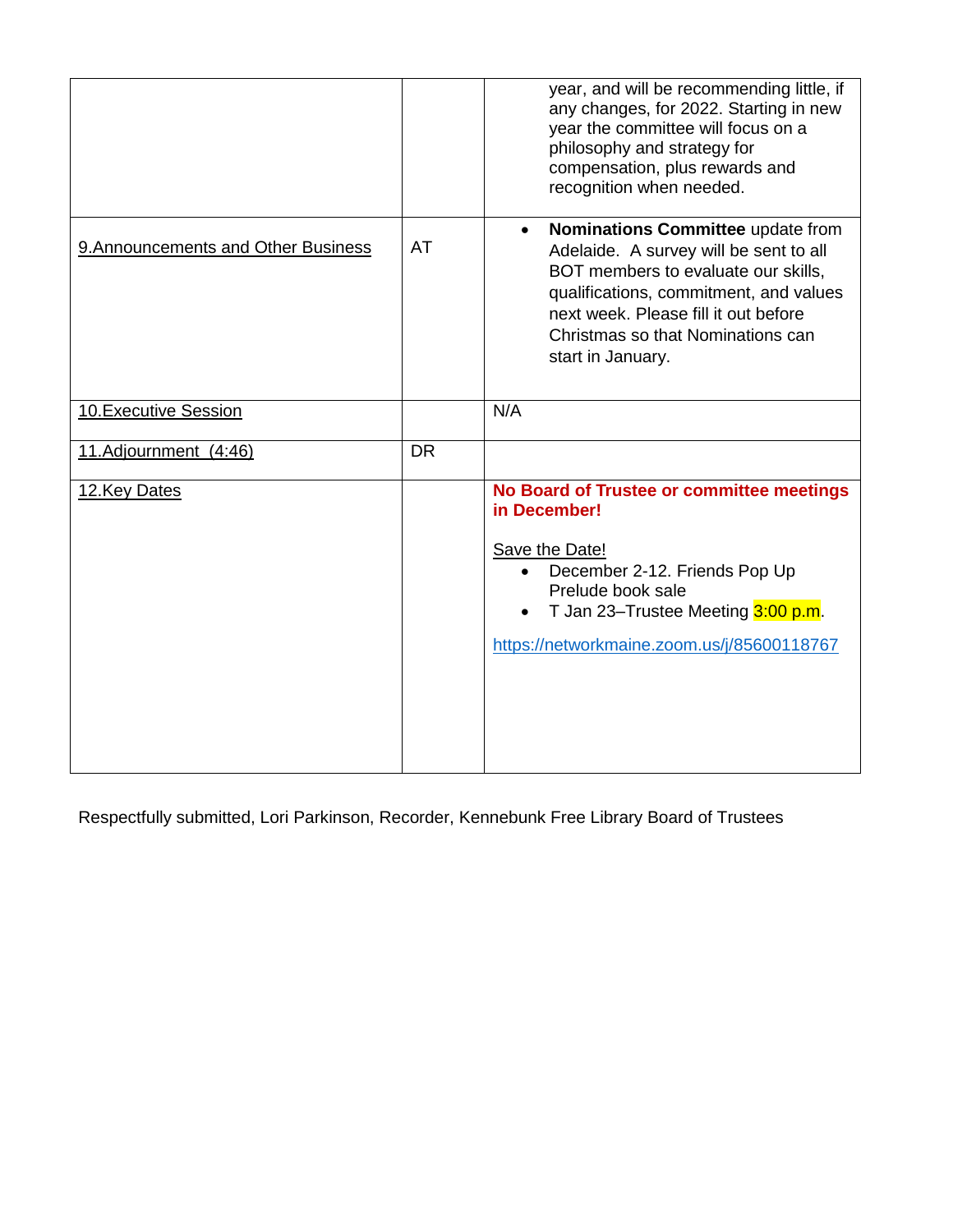| | | |
|---|---|---|
| | | year, and will be recommending little, if any changes, for 2022. Starting in new year the committee will focus on a philosophy and strategy for compensation, plus rewards and recognition when needed. |
| 9.Announcements and Other Business | AT | • **Nominations Committee** update from Adelaide. A survey will be sent to all BOT members to evaluate our skills, qualifications, commitment, and values next week. Please fill it out before Christmas so that Nominations can start in January. |
| 10.Executive Session | | N/A |
| 11.Adjournment (4:46) | DR | |
| 12.Key Dates | | **No Board of Trustee or committee meetings in December!**<br><br>Save the Date!<br>• December 2-12. Friends Pop Up Prelude book sale<br>• T Jan 23–Trustee Meeting 3:00 p.m.<br><br>https://networkmaine.zoom.us/j/85600118767 |

Respectfully submitted, Lori Parkinson, Recorder, Kennebunk Free Library Board of Trustees